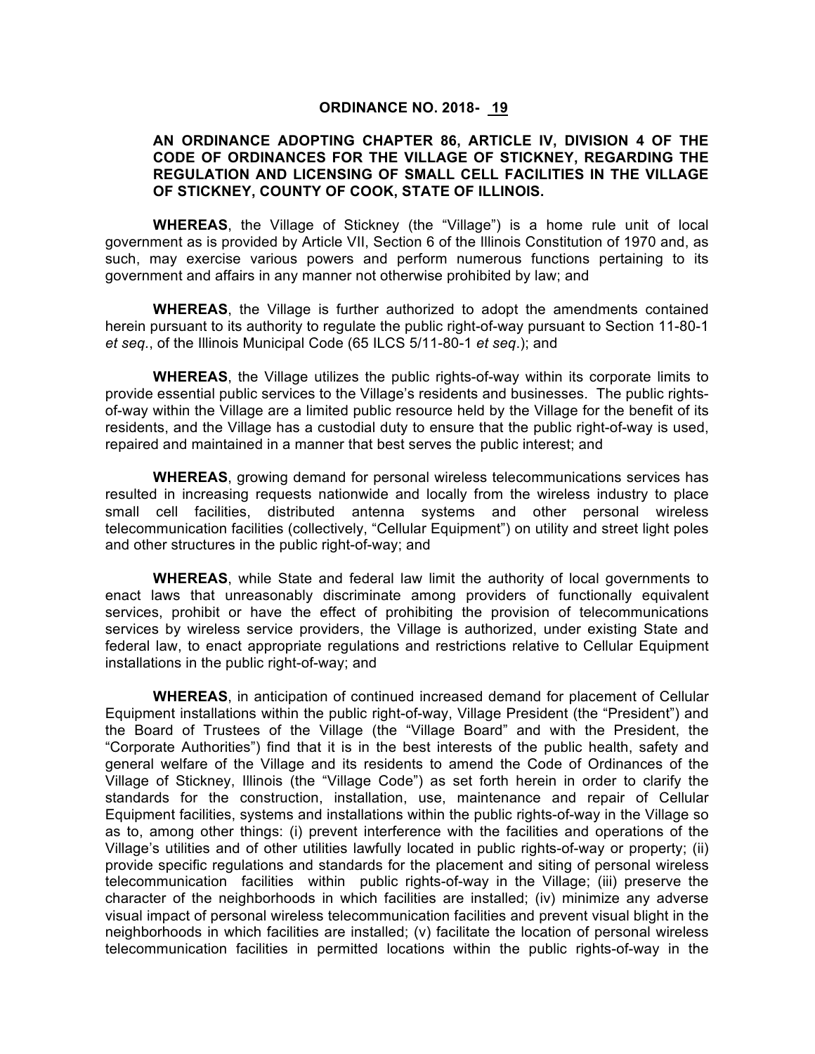**ORDINANCE NO. 2018- 19**

**AN ORDINANCE ADOPTING CHAPTER 86, ARTICLE IV, DIVISION 4 OF THE CODE OF ORDINANCES FOR THE VILLAGE OF STICKNEY, REGARDING THE REGULATION AND LICENSING OF SMALL CELL FACILITIES IN THE VILLAGE OF STICKNEY, COUNTY OF COOK, STATE OF ILLINOIS.**

**WHEREAS**, the Village of Stickney (the "Village") is a home rule unit of local government as is provided by Article VII, Section 6 of the Illinois Constitution of 1970 and, as such, may exercise various powers and perform numerous functions pertaining to its government and affairs in any manner not otherwise prohibited by law; and

**WHEREAS**, the Village is further authorized to adopt the amendments contained herein pursuant to its authority to regulate the public right-of-way pursuant to Section 11-80-1 *et seq.*, of the Illinois Municipal Code (65 ILCS 5/11-80-1 *et seq.*); and

**WHEREAS**, the Village utilizes the public rights-of-way within its corporate limits to provide essential public services to the Village's residents and businesses. The public rights-of-way within the Village are a limited public resource held by the Village for the benefit of its residents, and the Village has a custodial duty to ensure that the public right-of-way is used, repaired and maintained in a manner that best serves the public interest; and

**WHEREAS**, growing demand for personal wireless telecommunications services has resulted in increasing requests nationwide and locally from the wireless industry to place small cell facilities, distributed antenna systems and other personal wireless telecommunication facilities (collectively, "Cellular Equipment") on utility and street light poles and other structures in the public right-of-way; and

**WHEREAS**, while State and federal law limit the authority of local governments to enact laws that unreasonably discriminate among providers of functionally equivalent services, prohibit or have the effect of prohibiting the provision of telecommunications services by wireless service providers, the Village is authorized, under existing State and federal law, to enact appropriate regulations and restrictions relative to Cellular Equipment installations in the public right-of-way; and

**WHEREAS**, in anticipation of continued increased demand for placement of Cellular Equipment installations within the public right-of-way, Village President (the "President") and the Board of Trustees of the Village (the "Village Board" and with the President, the "Corporate Authorities") find that it is in the best interests of the public health, safety and general welfare of the Village and its residents to amend the Code of Ordinances of the Village of Stickney, Illinois (the "Village Code") as set forth herein in order to clarify the standards for the construction, installation, use, maintenance and repair of Cellular Equipment facilities, systems and installations within the public rights-of-way in the Village so as to, among other things: (i) prevent interference with the facilities and operations of the Village's utilities and of other utilities lawfully located in public rights-of-way or property; (ii) provide specific regulations and standards for the placement and siting of personal wireless telecommunication facilities within public rights-of-way in the Village; (iii) preserve the character of the neighborhoods in which facilities are installed; (iv) minimize any adverse visual impact of personal wireless telecommunication facilities and prevent visual blight in the neighborhoods in which facilities are installed; (v) facilitate the location of personal wireless telecommunication facilities in permitted locations within the public rights-of-way in the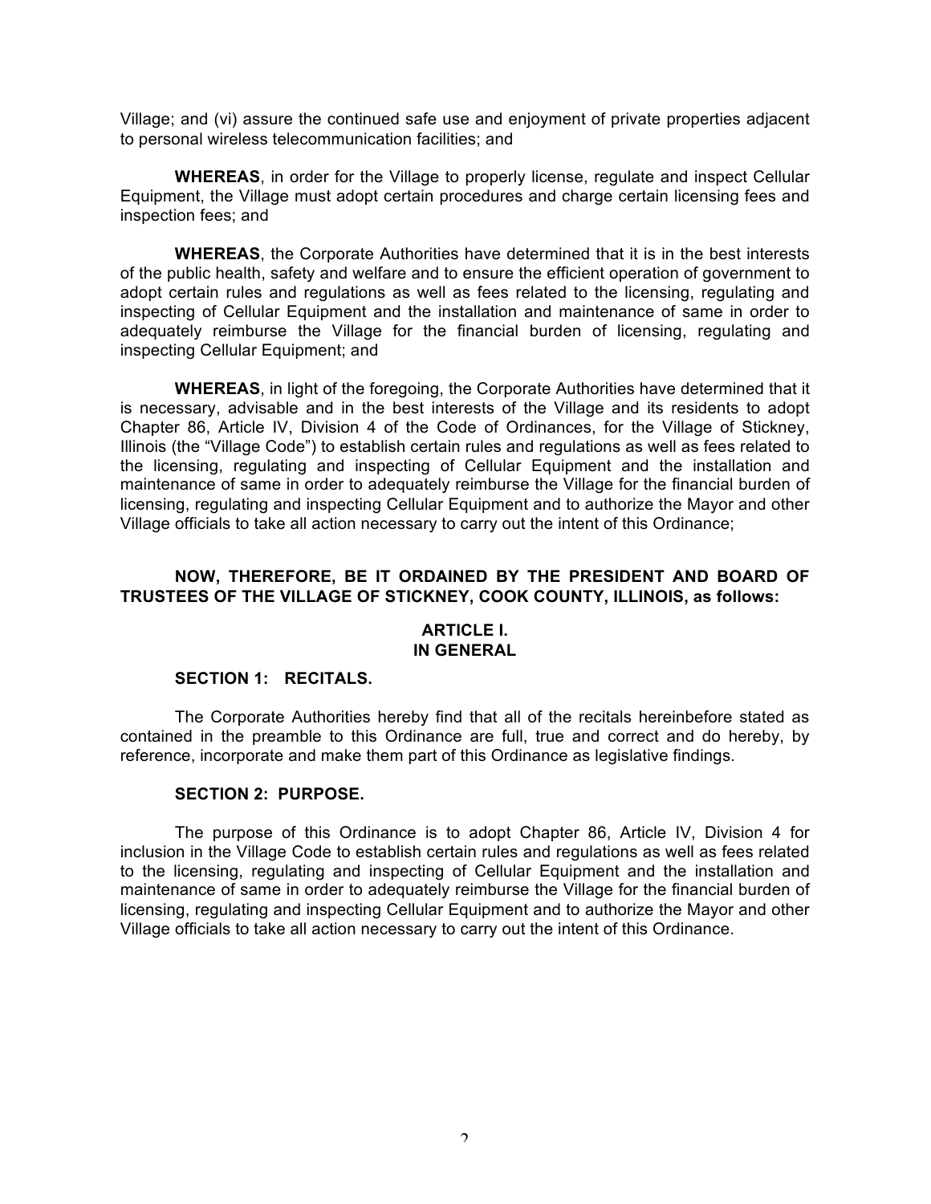Village; and (vi) assure the continued safe use and enjoyment of private properties adjacent to personal wireless telecommunication facilities; and

**WHEREAS**, in order for the Village to properly license, regulate and inspect Cellular Equipment, the Village must adopt certain procedures and charge certain licensing fees and inspection fees; and

**WHEREAS**, the Corporate Authorities have determined that it is in the best interests of the public health, safety and welfare and to ensure the efficient operation of government to adopt certain rules and regulations as well as fees related to the licensing, regulating and inspecting of Cellular Equipment and the installation and maintenance of same in order to adequately reimburse the Village for the financial burden of licensing, regulating and inspecting Cellular Equipment; and

**WHEREAS**, in light of the foregoing, the Corporate Authorities have determined that it is necessary, advisable and in the best interests of the Village and its residents to adopt Chapter 86, Article IV, Division 4 of the Code of Ordinances, for the Village of Stickney, Illinois (the "Village Code") to establish certain rules and regulations as well as fees related to the licensing, regulating and inspecting of Cellular Equipment and the installation and maintenance of same in order to adequately reimburse the Village for the financial burden of licensing, regulating and inspecting Cellular Equipment and to authorize the Mayor and other Village officials to take all action necessary to carry out the intent of this Ordinance;

**NOW, THEREFORE, BE IT ORDAINED BY THE PRESIDENT AND BOARD OF TRUSTEES OF THE VILLAGE OF STICKNEY, COOK COUNTY, ILLINOIS, as follows:**

## ARTICLE I.
## IN GENERAL

### SECTION 1: RECITALS.

The Corporate Authorities hereby find that all of the recitals hereinbefore stated as contained in the preamble to this Ordinance are full, true and correct and do hereby, by reference, incorporate and make them part of this Ordinance as legislative findings.

### SECTION 2: PURPOSE.

The purpose of this Ordinance is to adopt Chapter 86, Article IV, Division 4 for inclusion in the Village Code to establish certain rules and regulations as well as fees related to the licensing, regulating and inspecting of Cellular Equipment and the installation and maintenance of same in order to adequately reimburse the Village for the financial burden of licensing, regulating and inspecting Cellular Equipment and to authorize the Mayor and other Village officials to take all action necessary to carry out the intent of this Ordinance.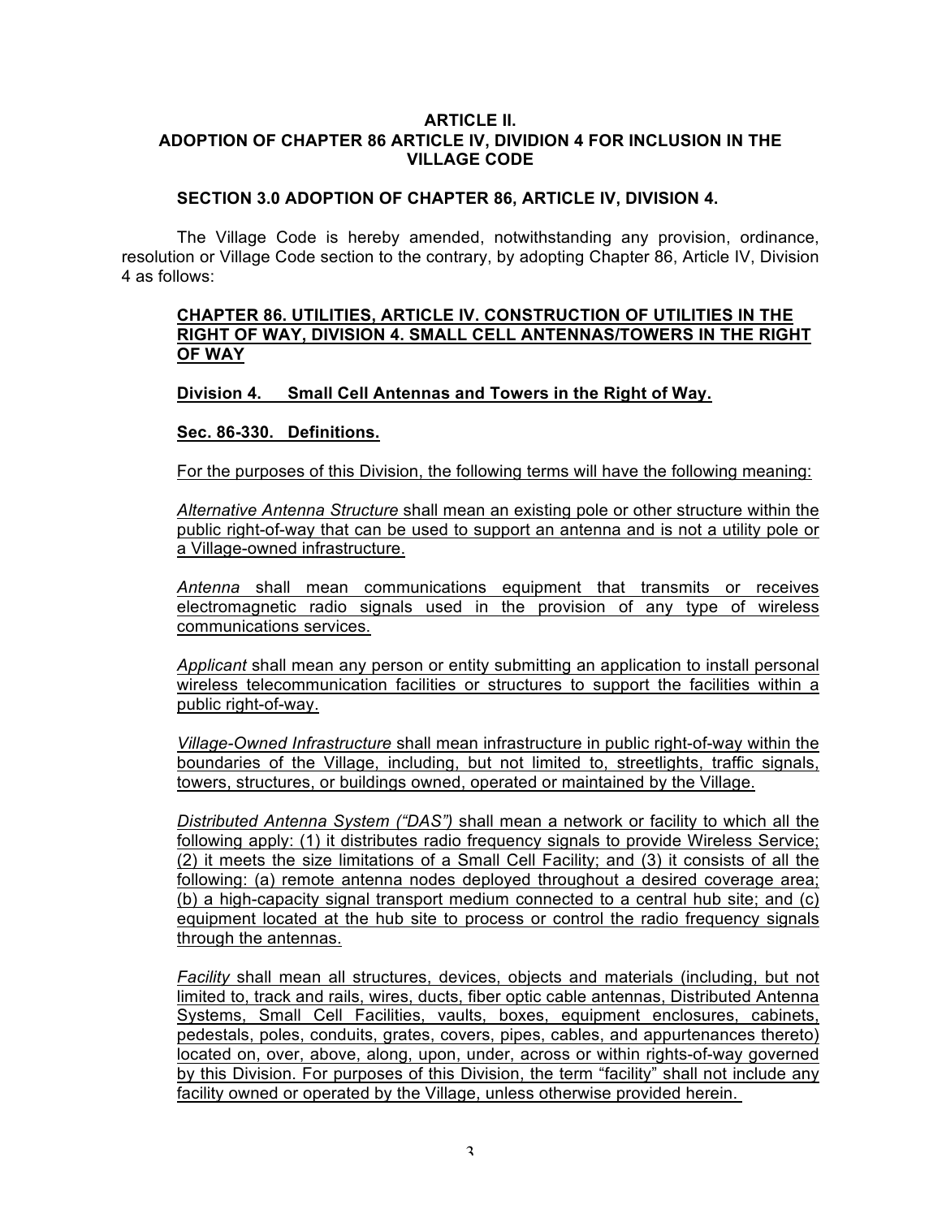**ARTICLE II.**
**ADOPTION OF CHAPTER 86 ARTICLE IV, DIVIDION 4 FOR INCLUSION IN THE VILLAGE CODE**

**SECTION 3.0 ADOPTION OF CHAPTER 86, ARTICLE IV, DIVISION 4.**

The Village Code is hereby amended, notwithstanding any provision, ordinance, resolution or Village Code section to the contrary, by adopting Chapter 86, Article IV, Division 4 as follows:

**CHAPTER 86. UTILITIES, ARTICLE IV. CONSTRUCTION OF UTILITIES IN THE RIGHT OF WAY, DIVISION 4. SMALL CELL ANTENNAS/TOWERS IN THE RIGHT OF WAY**

**Division 4. Small Cell Antennas and Towers in the Right of Way.**

**Sec. 86-330. Definitions.**

For the purposes of this Division, the following terms will have the following meaning:

*Alternative Antenna Structure* shall mean an existing pole or other structure within the public right-of-way that can be used to support an antenna and is not a utility pole or a Village-owned infrastructure.

*Antenna* shall mean communications equipment that transmits or receives electromagnetic radio signals used in the provision of any type of wireless communications services.

*Applicant* shall mean any person or entity submitting an application to install personal wireless telecommunication facilities or structures to support the facilities within a public right-of-way.

*Village-Owned Infrastructure* shall mean infrastructure in public right-of-way within the boundaries of the Village, including, but not limited to, streetlights, traffic signals, towers, structures, or buildings owned, operated or maintained by the Village.

*Distributed Antenna System ("DAS")* shall mean a network or facility to which all the following apply: (1) it distributes radio frequency signals to provide Wireless Service; (2) it meets the size limitations of a Small Cell Facility; and (3) it consists of all the following: (a) remote antenna nodes deployed throughout a desired coverage area; (b) a high-capacity signal transport medium connected to a central hub site; and (c) equipment located at the hub site to process or control the radio frequency signals through the antennas.

*Facility* shall mean all structures, devices, objects and materials (including, but not limited to, track and rails, wires, ducts, fiber optic cable antennas, Distributed Antenna Systems, Small Cell Facilities, vaults, boxes, equipment enclosures, cabinets, pedestals, poles, conduits, grates, covers, pipes, cables, and appurtenances thereto) located on, over, above, along, upon, under, across or within rights-of-way governed by this Division. For purposes of this Division, the term "facility" shall not include any facility owned or operated by the Village, unless otherwise provided herein.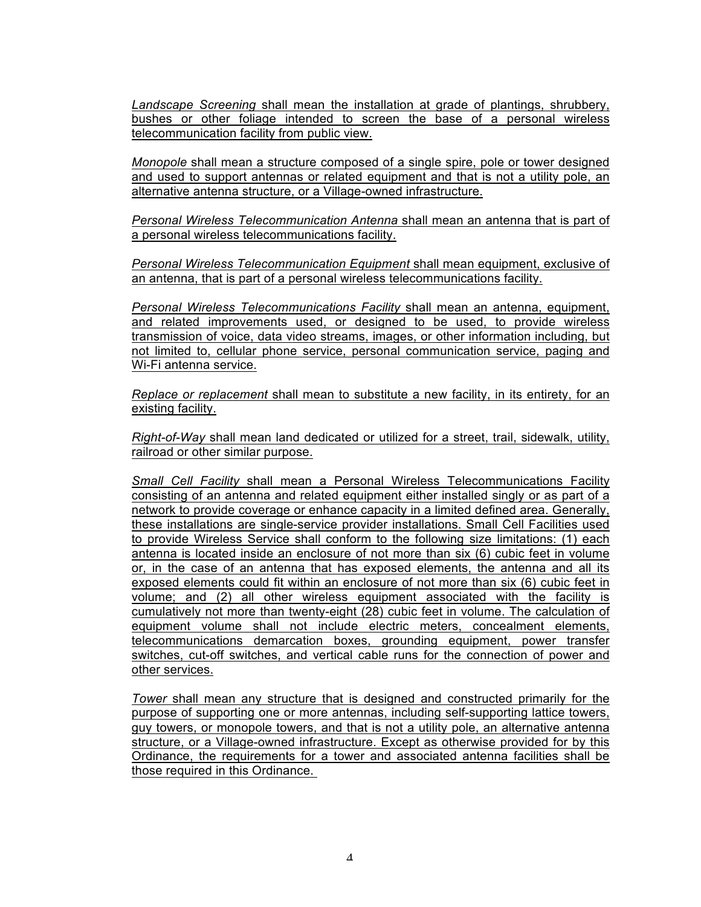*Landscape Screening* shall mean the installation at grade of plantings, shrubbery, bushes or other foliage intended to screen the base of a personal wireless telecommunication facility from public view.

*Monopole* shall mean a structure composed of a single spire, pole or tower designed and used to support antennas or related equipment and that is not a utility pole, an alternative antenna structure, or a Village-owned infrastructure.

*Personal Wireless Telecommunication Antenna* shall mean an antenna that is part of a personal wireless telecommunications facility.

*Personal Wireless Telecommunication Equipment* shall mean equipment, exclusive of an antenna, that is part of a personal wireless telecommunications facility.

*Personal Wireless Telecommunications Facility* shall mean an antenna, equipment, and related improvements used, or designed to be used, to provide wireless transmission of voice, data video streams, images, or other information including, but not limited to, cellular phone service, personal communication service, paging and Wi-Fi antenna service.

*Replace or replacement* shall mean to substitute a new facility, in its entirety, for an existing facility.

*Right-of-Way* shall mean land dedicated or utilized for a street, trail, sidewalk, utility, railroad or other similar purpose.

*Small Cell Facility* shall mean a Personal Wireless Telecommunications Facility consisting of an antenna and related equipment either installed singly or as part of a network to provide coverage or enhance capacity in a limited defined area. Generally, these installations are single-service provider installations. Small Cell Facilities used to provide Wireless Service shall conform to the following size limitations: (1) each antenna is located inside an enclosure of not more than six (6) cubic feet in volume or, in the case of an antenna that has exposed elements, the antenna and all its exposed elements could fit within an enclosure of not more than six (6) cubic feet in volume; and (2) all other wireless equipment associated with the facility is cumulatively not more than twenty-eight (28) cubic feet in volume. The calculation of equipment volume shall not include electric meters, concealment elements, telecommunications demarcation boxes, grounding equipment, power transfer switches, cut-off switches, and vertical cable runs for the connection of power and other services.

*Tower* shall mean any structure that is designed and constructed primarily for the purpose of supporting one or more antennas, including self-supporting lattice towers, guy towers, or monopole towers, and that is not a utility pole, an alternative antenna structure, or a Village-owned infrastructure. Except as otherwise provided for by this Ordinance, the requirements for a tower and associated antenna facilities shall be those required in this Ordinance.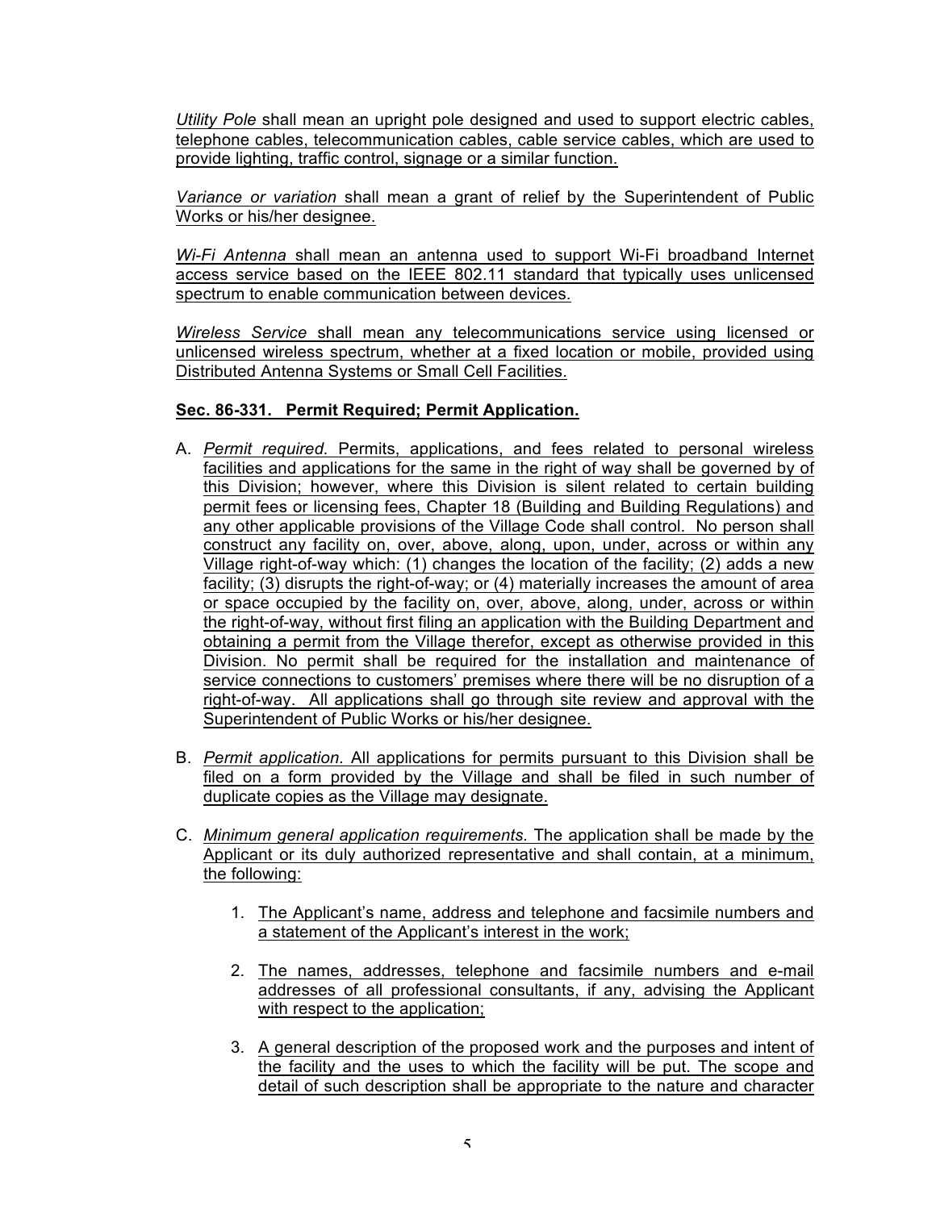*Utility Pole* shall mean an upright pole designed and used to support electric cables, telephone cables, telecommunication cables, cable service cables, which are used to provide lighting, traffic control, signage or a similar function.

*Variance or variation* shall mean a grant of relief by the Superintendent of Public Works or his/her designee.

*Wi-Fi Antenna* shall mean an antenna used to support Wi-Fi broadband Internet access service based on the IEEE 802.11 standard that typically uses unlicensed spectrum to enable communication between devices.

*Wireless Service* shall mean any telecommunications service using licensed or unlicensed wireless spectrum, whether at a fixed location or mobile, provided using Distributed Antenna Systems or Small Cell Facilities.

**Sec. 86-331. Permit Required; Permit Application.**

A. *Permit required.* Permits, applications, and fees related to personal wireless facilities and applications for the same in the right of way shall be governed by of this Division; however, where this Division is silent related to certain building permit fees or licensing fees, Chapter 18 (Building and Building Regulations) and any other applicable provisions of the Village Code shall control. No person shall construct any facility on, over, above, along, upon, under, across or within any Village right-of-way which: (1) changes the location of the facility; (2) adds a new facility; (3) disrupts the right-of-way; or (4) materially increases the amount of area or space occupied by the facility on, over, above, along, under, across or within the right-of-way, without first filing an application with the Building Department and obtaining a permit from the Village therefor, except as otherwise provided in this Division. No permit shall be required for the installation and maintenance of service connections to customers' premises where there will be no disruption of a right-of-way. All applications shall go through site review and approval with the Superintendent of Public Works or his/her designee.

B. *Permit application.* All applications for permits pursuant to this Division shall be filed on a form provided by the Village and shall be filed in such number of duplicate copies as the Village may designate.

C. *Minimum general application requirements.* The application shall be made by the Applicant or its duly authorized representative and shall contain, at a minimum, the following:

   1. The Applicant's name, address and telephone and facsimile numbers and a statement of the Applicant's interest in the work;

   2. The names, addresses, telephone and facsimile numbers and e-mail addresses of all professional consultants, if any, advising the Applicant with respect to the application;

   3. A general description of the proposed work and the purposes and intent of the facility and the uses to which the facility will be put. The scope and detail of such description shall be appropriate to the nature and character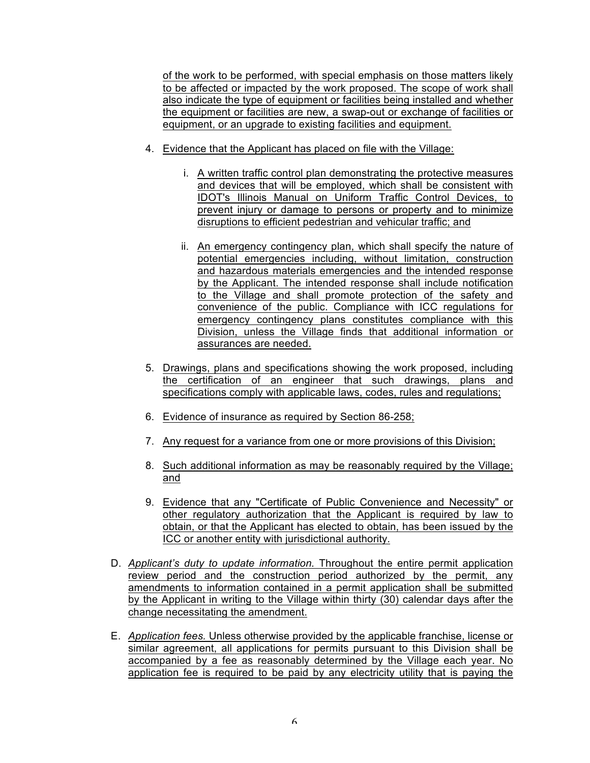of the work to be performed, with special emphasis on those matters likely to be affected or impacted by the work proposed. The scope of work shall also indicate the type of equipment or facilities being installed and whether the equipment or facilities are new, a swap-out or exchange of facilities or equipment, or an upgrade to existing facilities and equipment.

4. Evidence that the Applicant has placed on file with the Village:

   i. A written traffic control plan demonstrating the protective measures and devices that will be employed, which shall be consistent with IDOT's Illinois Manual on Uniform Traffic Control Devices, to prevent injury or damage to persons or property and to minimize disruptions to efficient pedestrian and vehicular traffic; and

   ii. An emergency contingency plan, which shall specify the nature of potential emergencies including, without limitation, construction and hazardous materials emergencies and the intended response by the Applicant. The intended response shall include notification to the Village and shall promote protection of the safety and convenience of the public. Compliance with ICC regulations for emergency contingency plans constitutes compliance with this Division, unless the Village finds that additional information or assurances are needed.

5. Drawings, plans and specifications showing the work proposed, including the certification of an engineer that such drawings, plans and specifications comply with applicable laws, codes, rules and regulations;

6. Evidence of insurance as required by Section 86-258;

7. Any request for a variance from one or more provisions of this Division;

8. Such additional information as may be reasonably required by the Village; and

9. Evidence that any "Certificate of Public Convenience and Necessity" or other regulatory authorization that the Applicant is required by law to obtain, or that the Applicant has elected to obtain, has been issued by the ICC or another entity with jurisdictional authority.

D. *Applicant's duty to update information.* Throughout the entire permit application review period and the construction period authorized by the permit, any amendments to information contained in a permit application shall be submitted by the Applicant in writing to the Village within thirty (30) calendar days after the change necessitating the amendment.

E. *Application fees.* Unless otherwise provided by the applicable franchise, license or similar agreement, all applications for permits pursuant to this Division shall be accompanied by a fee as reasonably determined by the Village each year. No application fee is required to be paid by any electricity utility that is paying the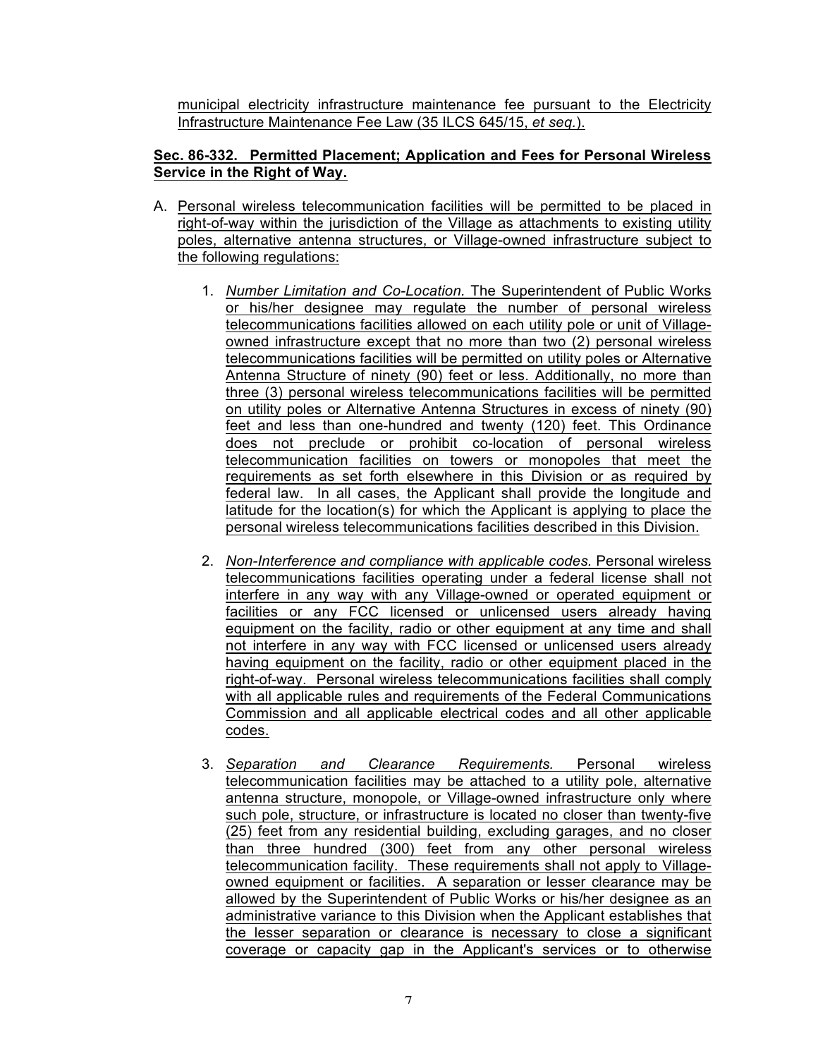municipal electricity infrastructure maintenance fee pursuant to the Electricity Infrastructure Maintenance Fee Law (35 ILCS 645/15, *et seq.*).

**Sec. 86-332. Permitted Placement; Application and Fees for Personal Wireless Service in the Right of Way.**

A. Personal wireless telecommunication facilities will be permitted to be placed in right-of-way within the jurisdiction of the Village as attachments to existing utility poles, alternative antenna structures, or Village-owned infrastructure subject to the following regulations:

   1. *Number Limitation and Co-Location.* The Superintendent of Public Works or his/her designee may regulate the number of personal wireless telecommunications facilities allowed on each utility pole or unit of Village-owned infrastructure except that no more than two (2) personal wireless telecommunications facilities will be permitted on utility poles or Alternative Antenna Structure of ninety (90) feet or less. Additionally, no more than three (3) personal wireless telecommunications facilities will be permitted on utility poles or Alternative Antenna Structures in excess of ninety (90) feet and less than one-hundred and twenty (120) feet. This Ordinance does not preclude or prohibit co-location of personal wireless telecommunication facilities on towers or monopoles that meet the requirements as set forth elsewhere in this Division or as required by federal law. In all cases, the Applicant shall provide the longitude and latitude for the location(s) for which the Applicant is applying to place the personal wireless telecommunications facilities described in this Division.

   2. *Non-Interference and compliance with applicable codes.* Personal wireless telecommunications facilities operating under a federal license shall not interfere in any way with any Village-owned or operated equipment or facilities or any FCC licensed or unlicensed users already having equipment on the facility, radio or other equipment at any time and shall not interfere in any way with FCC licensed or unlicensed users already having equipment on the facility, radio or other equipment placed in the right-of-way. Personal wireless telecommunications facilities shall comply with all applicable rules and requirements of the Federal Communications Commission and all applicable electrical codes and all other applicable codes.

   3. *Separation and Clearance Requirements.* Personal wireless telecommunication facilities may be attached to a utility pole, alternative antenna structure, monopole, or Village-owned infrastructure only where such pole, structure, or infrastructure is located no closer than twenty-five (25) feet from any residential building, excluding garages, and no closer than three hundred (300) feet from any other personal wireless telecommunication facility. These requirements shall not apply to Village-owned equipment or facilities. A separation or lesser clearance may be allowed by the Superintendent of Public Works or his/her designee as an administrative variance to this Division when the Applicant establishes that the lesser separation or clearance is necessary to close a significant coverage or capacity gap in the Applicant's services or to otherwise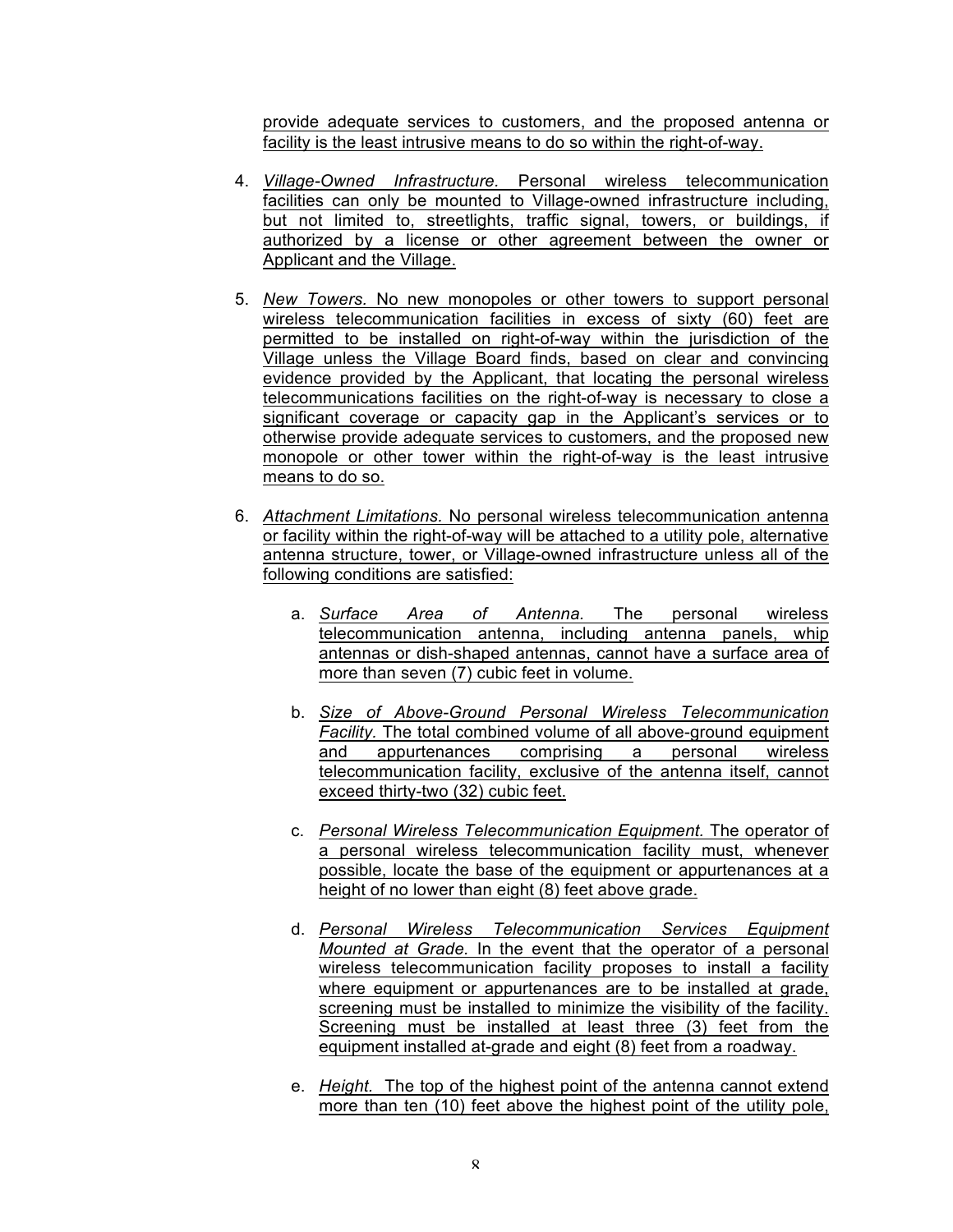provide adequate services to customers, and the proposed antenna or facility is the least intrusive means to do so within the right-of-way.

4. *Village-Owned Infrastructure.* Personal wireless telecommunication facilities can only be mounted to Village-owned infrastructure including, but not limited to, streetlights, traffic signal, towers, or buildings, if authorized by a license or other agreement between the owner or Applicant and the Village.

5. *New Towers.* No new monopoles or other towers to support personal wireless telecommunication facilities in excess of sixty (60) feet are permitted to be installed on right-of-way within the jurisdiction of the Village unless the Village Board finds, based on clear and convincing evidence provided by the Applicant, that locating the personal wireless telecommunications facilities on the right-of-way is necessary to close a significant coverage or capacity gap in the Applicant's services or to otherwise provide adequate services to customers, and the proposed new monopole or other tower within the right-of-way is the least intrusive means to do so.

6. *Attachment Limitations.* No personal wireless telecommunication antenna or facility within the right-of-way will be attached to a utility pole, alternative antenna structure, tower, or Village-owned infrastructure unless all of the following conditions are satisfied:

   a. *Surface Area of Antenna.* The personal wireless telecommunication antenna, including antenna panels, whip antennas or dish-shaped antennas, cannot have a surface area of more than seven (7) cubic feet in volume.

   b. *Size of Above-Ground Personal Wireless Telecommunication Facility.* The total combined volume of all above-ground equipment and appurtenances comprising a personal wireless telecommunication facility, exclusive of the antenna itself, cannot exceed thirty-two (32) cubic feet.

   c. *Personal Wireless Telecommunication Equipment.* The operator of a personal wireless telecommunication facility must, whenever possible, locate the base of the equipment or appurtenances at a height of no lower than eight (8) feet above grade.

   d. *Personal Wireless Telecommunication Services Equipment Mounted at Grade.* In the event that the operator of a personal wireless telecommunication facility proposes to install a facility where equipment or appurtenances are to be installed at grade, screening must be installed to minimize the visibility of the facility. Screening must be installed at least three (3) feet from the equipment installed at-grade and eight (8) feet from a roadway.

   e. *Height.* The top of the highest point of the antenna cannot extend more than ten (10) feet above the highest point of the utility pole,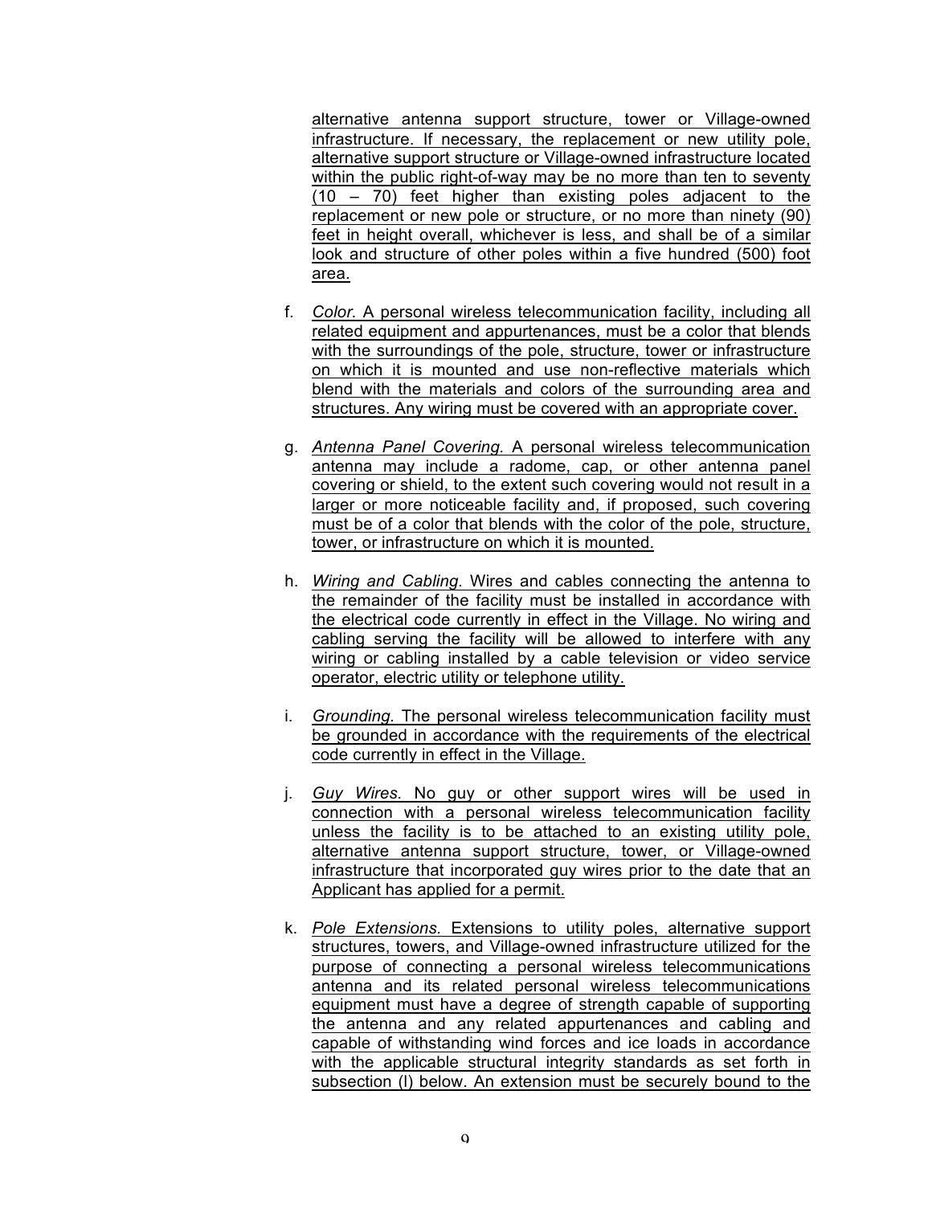alternative antenna support structure, tower or Village-owned infrastructure. If necessary, the replacement or new utility pole, alternative support structure or Village-owned infrastructure located within the public right-of-way may be no more than ten to seventy (10 – 70) feet higher than existing poles adjacent to the replacement or new pole or structure, or no more than ninety (90) feet in height overall, whichever is less, and shall be of a similar look and structure of other poles within a five hundred (500) foot area.

f. *Color.* A personal wireless telecommunication facility, including all related equipment and appurtenances, must be a color that blends with the surroundings of the pole, structure, tower or infrastructure on which it is mounted and use non-reflective materials which blend with the materials and colors of the surrounding area and structures. Any wiring must be covered with an appropriate cover.

g. *Antenna Panel Covering.* A personal wireless telecommunication antenna may include a radome, cap, or other antenna panel covering or shield, to the extent such covering would not result in a larger or more noticeable facility and, if proposed, such covering must be of a color that blends with the color of the pole, structure, tower, or infrastructure on which it is mounted.

h. *Wiring and Cabling.* Wires and cables connecting the antenna to the remainder of the facility must be installed in accordance with the electrical code currently in effect in the Village. No wiring and cabling serving the facility will be allowed to interfere with any wiring or cabling installed by a cable television or video service operator, electric utility or telephone utility.

i. *Grounding.* The personal wireless telecommunication facility must be grounded in accordance with the requirements of the electrical code currently in effect in the Village.

j. *Guy Wires.* No guy or other support wires will be used in connection with a personal wireless telecommunication facility unless the facility is to be attached to an existing utility pole, alternative antenna support structure, tower, or Village-owned infrastructure that incorporated guy wires prior to the date that an Applicant has applied for a permit.

k. *Pole Extensions.* Extensions to utility poles, alternative support structures, towers, and Village-owned infrastructure utilized for the purpose of connecting a personal wireless telecommunications antenna and its related personal wireless telecommunications equipment must have a degree of strength capable of supporting the antenna and any related appurtenances and cabling and capable of withstanding wind forces and ice loads in accordance with the applicable structural integrity standards as set forth in subsection (l) below. An extension must be securely bound to the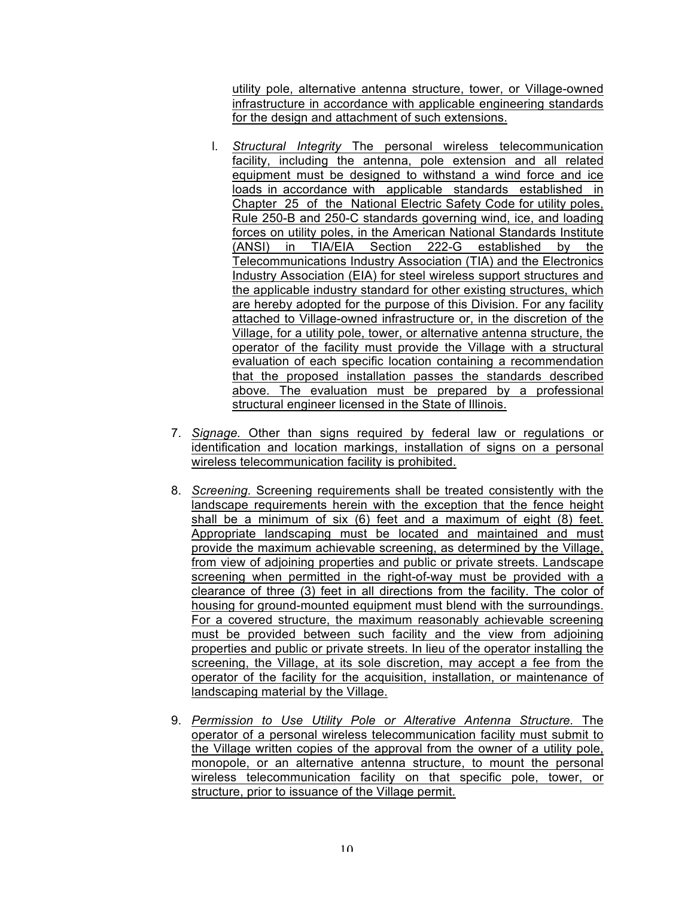utility pole, alternative antenna structure, tower, or Village-owned infrastructure in accordance with applicable engineering standards for the design and attachment of such extensions.

l. *Structural Integrity* The personal wireless telecommunication facility, including the antenna, pole extension and all related equipment must be designed to withstand a wind force and ice loads in accordance with applicable standards established in Chapter 25 of the National Electric Safety Code for utility poles, Rule 250-B and 250-C standards governing wind, ice, and loading forces on utility poles, in the American National Standards Institute (ANSI) in TIA/EIA Section 222-G established by the Telecommunications Industry Association (TIA) and the Electronics Industry Association (EIA) for steel wireless support structures and the applicable industry standard for other existing structures, which are hereby adopted for the purpose of this Division. For any facility attached to Village-owned infrastructure or, in the discretion of the Village, for a utility pole, tower, or alternative antenna structure, the operator of the facility must provide the Village with a structural evaluation of each specific location containing a recommendation that the proposed installation passes the standards described above. The evaluation must be prepared by a professional structural engineer licensed in the State of Illinois.

7. *Signage.* Other than signs required by federal law or regulations or identification and location markings, installation of signs on a personal wireless telecommunication facility is prohibited.

8. *Screening.* Screening requirements shall be treated consistently with the landscape requirements herein with the exception that the fence height shall be a minimum of six (6) feet and a maximum of eight (8) feet. Appropriate landscaping must be located and maintained and must provide the maximum achievable screening, as determined by the Village, from view of adjoining properties and public or private streets. Landscape screening when permitted in the right-of-way must be provided with a clearance of three (3) feet in all directions from the facility. The color of housing for ground-mounted equipment must blend with the surroundings. For a covered structure, the maximum reasonably achievable screening must be provided between such facility and the view from adjoining properties and public or private streets. In lieu of the operator installing the screening, the Village, at its sole discretion, may accept a fee from the operator of the facility for the acquisition, installation, or maintenance of landscaping material by the Village.

9. *Permission to Use Utility Pole or Alterative Antenna Structure.* The operator of a personal wireless telecommunication facility must submit to the Village written copies of the approval from the owner of a utility pole, monopole, or an alternative antenna structure, to mount the personal wireless telecommunication facility on that specific pole, tower, or structure, prior to issuance of the Village permit.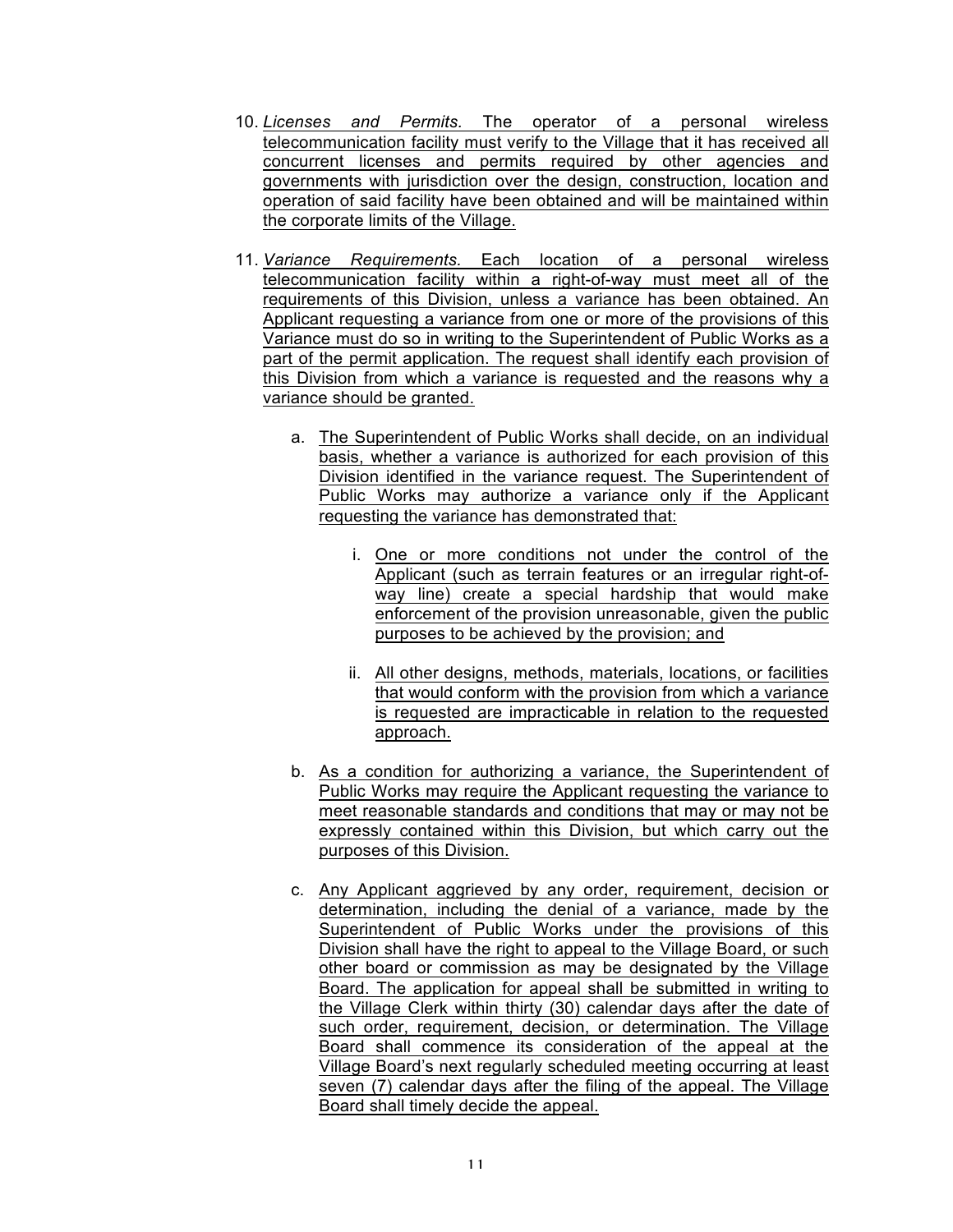10. *Licenses and Permits.* The operator of a personal wireless telecommunication facility must verify to the Village that it has received all concurrent licenses and permits required by other agencies and governments with jurisdiction over the design, construction, location and operation of said facility have been obtained and will be maintained within the corporate limits of the Village.

11. *Variance Requirements.* Each location of a personal wireless telecommunication facility within a right-of-way must meet all of the requirements of this Division, unless a variance has been obtained. An Applicant requesting a variance from one or more of the provisions of this Variance must do so in writing to the Superintendent of Public Works as a part of the permit application. The request shall identify each provision of this Division from which a variance is requested and the reasons why a variance should be granted.

    a. The Superintendent of Public Works shall decide, on an individual basis, whether a variance is authorized for each provision of this Division identified in the variance request. The Superintendent of Public Works may authorize a variance only if the Applicant requesting the variance has demonstrated that:

        i. One or more conditions not under the control of the Applicant (such as terrain features or an irregular right-of-way line) create a special hardship that would make enforcement of the provision unreasonable, given the public purposes to be achieved by the provision; and

        ii. All other designs, methods, materials, locations, or facilities that would conform with the provision from which a variance is requested are impracticable in relation to the requested approach.

    b. As a condition for authorizing a variance, the Superintendent of Public Works may require the Applicant requesting the variance to meet reasonable standards and conditions that may or may not be expressly contained within this Division, but which carry out the purposes of this Division.

    c. Any Applicant aggrieved by any order, requirement, decision or determination, including the denial of a variance, made by the Superintendent of Public Works under the provisions of this Division shall have the right to appeal to the Village Board, or such other board or commission as may be designated by the Village Board. The application for appeal shall be submitted in writing to the Village Clerk within thirty (30) calendar days after the date of such order, requirement, decision, or determination. The Village Board shall commence its consideration of the appeal at the Village Board's next regularly scheduled meeting occurring at least seven (7) calendar days after the filing of the appeal. The Village Board shall timely decide the appeal.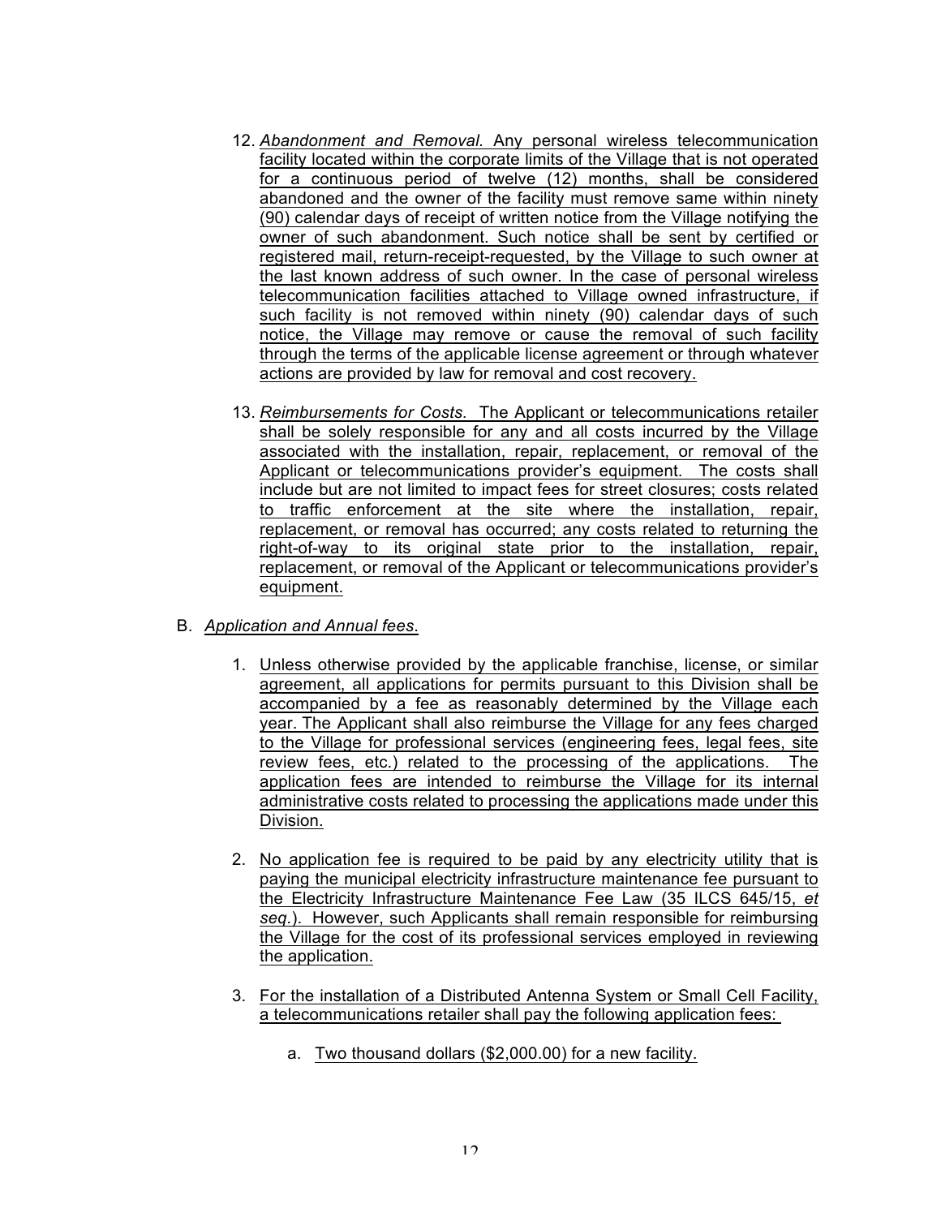12. *Abandonment and Removal.* Any personal wireless telecommunication facility located within the corporate limits of the Village that is not operated for a continuous period of twelve (12) months, shall be considered abandoned and the owner of the facility must remove same within ninety (90) calendar days of receipt of written notice from the Village notifying the owner of such abandonment. Such notice shall be sent by certified or registered mail, return-receipt-requested, by the Village to such owner at the last known address of such owner. In the case of personal wireless telecommunication facilities attached to Village owned infrastructure, if such facility is not removed within ninety (90) calendar days of such notice, the Village may remove or cause the removal of such facility through the terms of the applicable license agreement or through whatever actions are provided by law for removal and cost recovery.

13. *Reimbursements for Costs.* The Applicant or telecommunications retailer shall be solely responsible for any and all costs incurred by the Village associated with the installation, repair, replacement, or removal of the Applicant or telecommunications provider's equipment. The costs shall include but are not limited to impact fees for street closures; costs related to traffic enforcement at the site where the installation, repair, replacement, or removal has occurred; any costs related to returning the right-of-way to its original state prior to the installation, repair, replacement, or removal of the Applicant or telecommunications provider's equipment.

B. *Application and Annual fees.*

1. Unless otherwise provided by the applicable franchise, license, or similar agreement, all applications for permits pursuant to this Division shall be accompanied by a fee as reasonably determined by the Village each year. The Applicant shall also reimburse the Village for any fees charged to the Village for professional services (engineering fees, legal fees, site review fees, etc.) related to the processing of the applications. The application fees are intended to reimburse the Village for its internal administrative costs related to processing the applications made under this Division.

2. No application fee is required to be paid by any electricity utility that is paying the municipal electricity infrastructure maintenance fee pursuant to the Electricity Infrastructure Maintenance Fee Law (35 ILCS 645/15, *et seq.*). However, such Applicants shall remain responsible for reimbursing the Village for the cost of its professional services employed in reviewing the application.

3. For the installation of a Distributed Antenna System or Small Cell Facility, a telecommunications retailer shall pay the following application fees:

   a. Two thousand dollars ($2,000.00) for a new facility.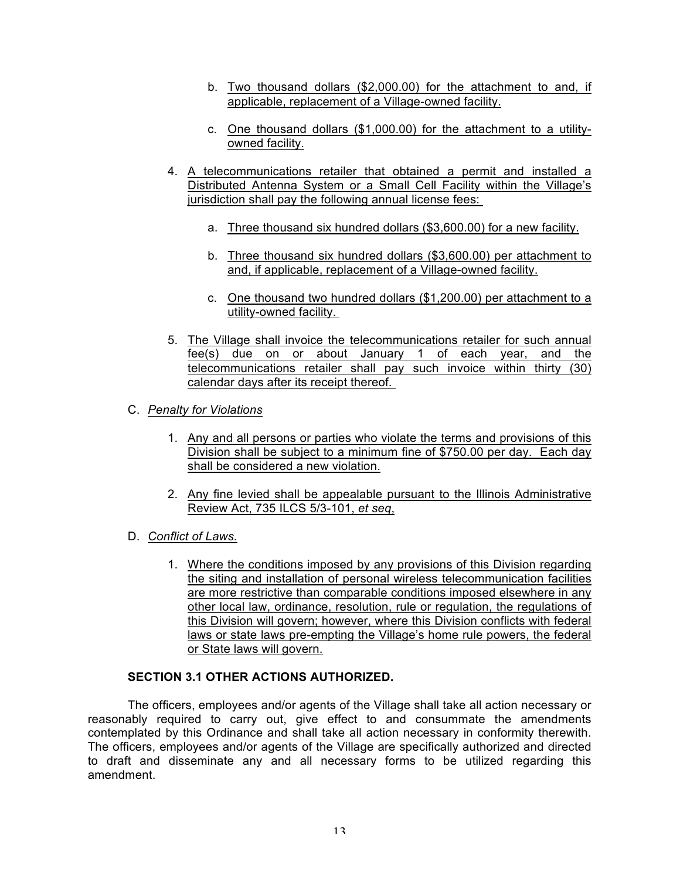b. Two thousand dollars ($2,000.00) for the attachment to and, if applicable, replacement of a Village-owned facility.

c. One thousand dollars ($1,000.00) for the attachment to a utility-owned facility.

4. A telecommunications retailer that obtained a permit and installed a Distributed Antenna System or a Small Cell Facility within the Village's jurisdiction shall pay the following annual license fees:

   a. Three thousand six hundred dollars ($3,600.00) for a new facility.

   b. Three thousand six hundred dollars ($3,600.00) per attachment to and, if applicable, replacement of a Village-owned facility.

   c. One thousand two hundred dollars ($1,200.00) per attachment to a utility-owned facility.

5. The Village shall invoice the telecommunications retailer for such annual fee(s) due on or about January 1 of each year, and the telecommunications retailer shall pay such invoice within thirty (30) calendar days after its receipt thereof.

C. *Penalty for Violations*

   1. Any and all persons or parties who violate the terms and provisions of this Division shall be subject to a minimum fine of $750.00 per day. Each day shall be considered a new violation.

   2. Any fine levied shall be appealable pursuant to the Illinois Administrative Review Act, 735 ILCS 5/3-101, *et seq*,

D. *Conflict of Laws.*

   1. Where the conditions imposed by any provisions of this Division regarding the siting and installation of personal wireless telecommunication facilities are more restrictive than comparable conditions imposed elsewhere in any other local law, ordinance, resolution, rule or regulation, the regulations of this Division will govern; however, where this Division conflicts with federal laws or state laws pre-empting the Village's home rule powers, the federal or State laws will govern.

**SECTION 3.1 OTHER ACTIONS AUTHORIZED.**

The officers, employees and/or agents of the Village shall take all action necessary or reasonably required to carry out, give effect to and consummate the amendments contemplated by this Ordinance and shall take all action necessary in conformity therewith. The officers, employees and/or agents of the Village are specifically authorized and directed to draft and disseminate any and all necessary forms to be utilized regarding this amendment.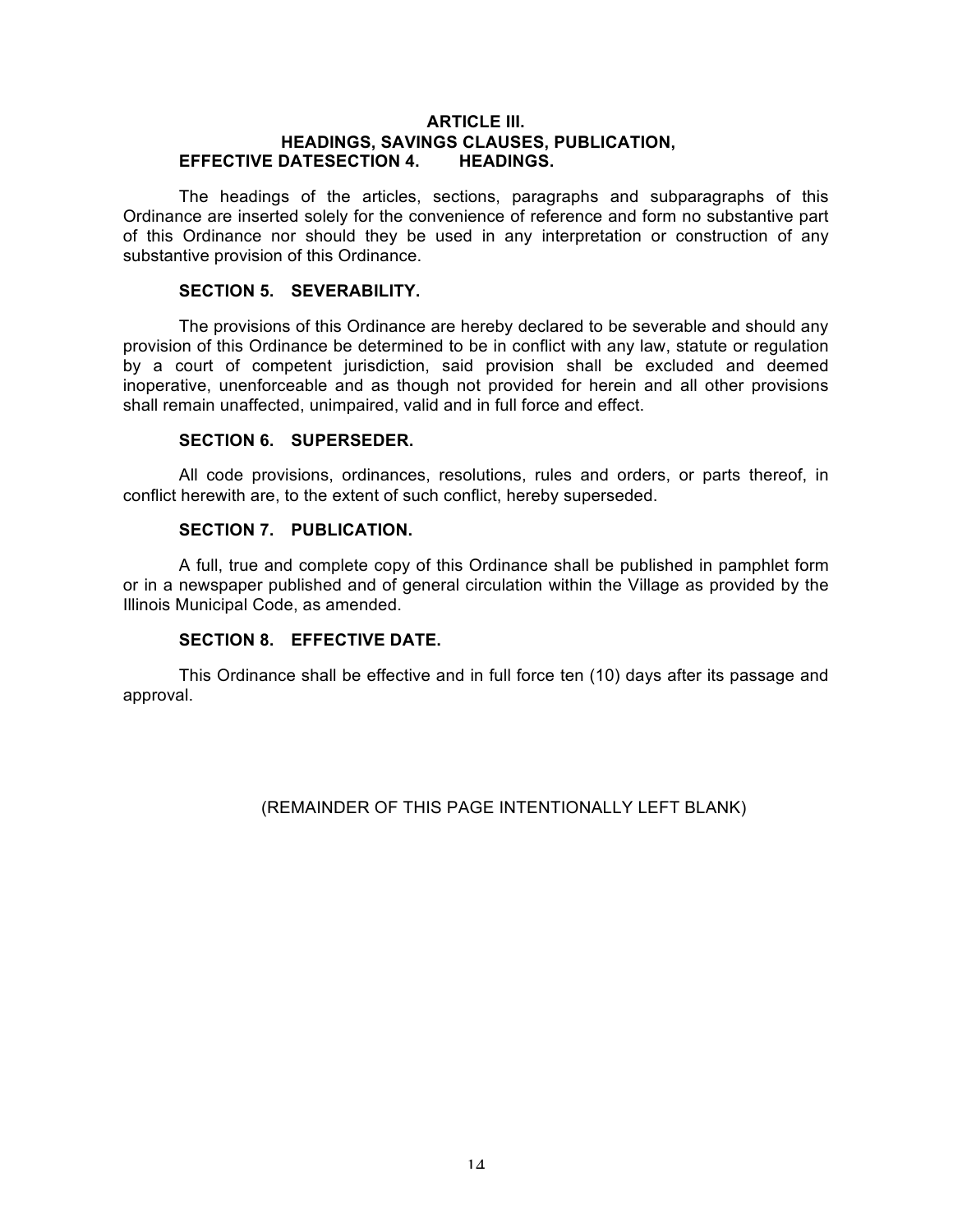**ARTICLE III.**
**HEADINGS, SAVINGS CLAUSES, PUBLICATION,**
**EFFECTIVE DATESECTION 4. HEADINGS.**

The headings of the articles, sections, paragraphs and subparagraphs of this Ordinance are inserted solely for the convenience of reference and form no substantive part of this Ordinance nor should they be used in any interpretation or construction of any substantive provision of this Ordinance.

**SECTION 5. SEVERABILITY.**

The provisions of this Ordinance are hereby declared to be severable and should any provision of this Ordinance be determined to be in conflict with any law, statute or regulation by a court of competent jurisdiction, said provision shall be excluded and deemed inoperative, unenforceable and as though not provided for herein and all other provisions shall remain unaffected, unimpaired, valid and in full force and effect.

**SECTION 6. SUPERSEDER.**

All code provisions, ordinances, resolutions, rules and orders, or parts thereof, in conflict herewith are, to the extent of such conflict, hereby superseded.

**SECTION 7. PUBLICATION.**

A full, true and complete copy of this Ordinance shall be published in pamphlet form or in a newspaper published and of general circulation within the Village as provided by the Illinois Municipal Code, as amended.

**SECTION 8. EFFECTIVE DATE.**

This Ordinance shall be effective and in full force ten (10) days after its passage and approval.

(REMAINDER OF THIS PAGE INTENTIONALLY LEFT BLANK)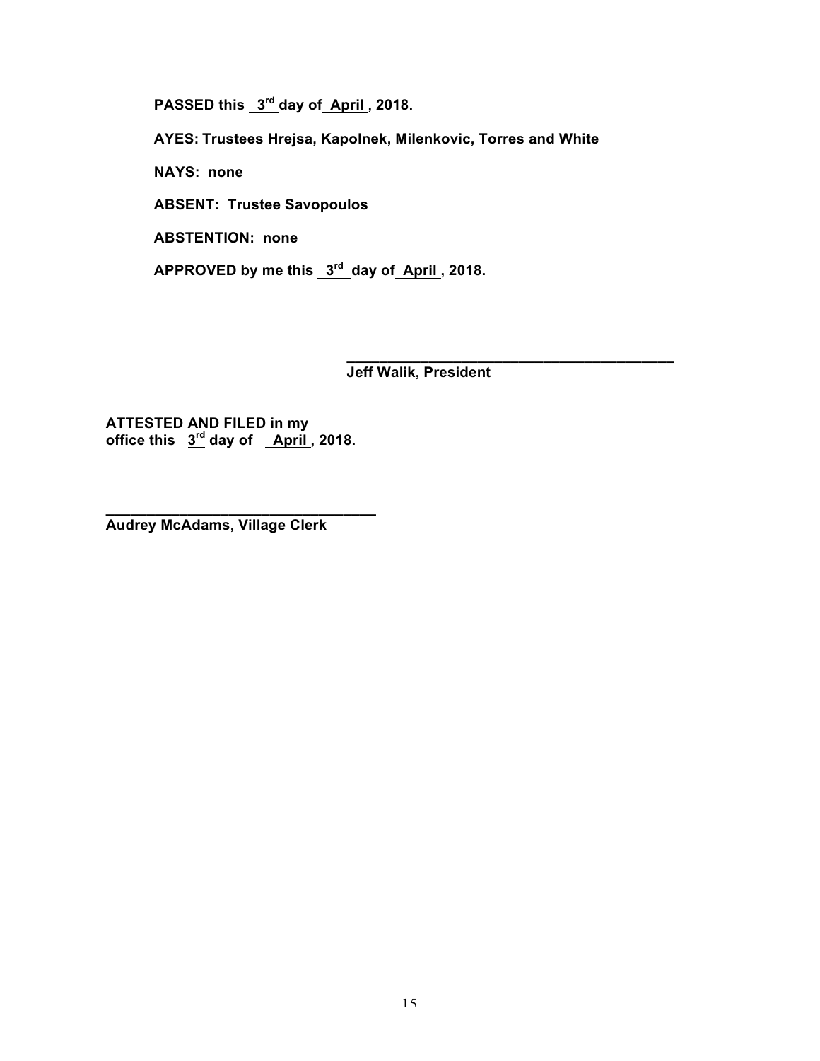**PASSED this 3rd day of April, 2018.**

**AYES: Trustees Hrejsa, Kapolnek, Milenkovic, Torres and White**

**NAYS: none**

**ABSENT: Trustee Savopoulos**

**ABSTENTION: none**

**APPROVED by me this 3rd day of April, 2018.**

\_\_\_\_\_\_\_\_\_\_\_\_\_\_\_\_\_\_\_\_\_\_\_\_\_\_\_\_\_\_\_\_\_\_\_\_\_\_\_\_\_\_

**Jeff Walik, President**

**ATTESTED AND FILED in my office this 3rd day of April, 2018.**

\_\_\_\_\_\_\_\_\_\_\_\_\_\_\_\_\_\_\_\_\_\_\_\_\_\_\_\_\_\_\_\_\_\_

**Audrey McAdams, Village Clerk**